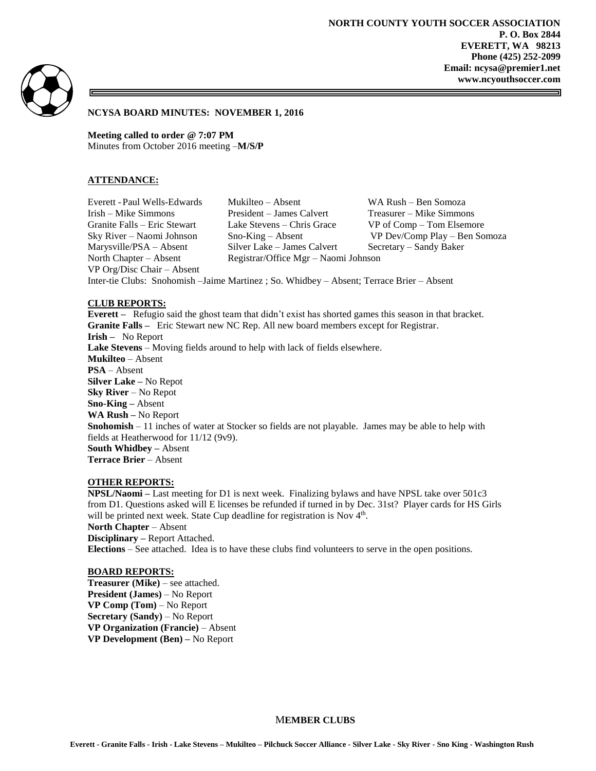**NORTH COUNTY YOUTH SOCCER ASSOCIATION**
**P. O. Box 2844**
**EVERETT, WA 98213**
**Phone (425) 252-2099**
**Email: ncysa@premier1.net**
**www.ncyouthsoccer.com**

## NCYSA BOARD MINUTES: NOVEMBER 1, 2016

**Meeting called to order @ 7:07 PM**
Minutes from October 2016 meeting –**M/S/P**

### ATTENDANCE:

| | | |
|---|---|---|
| Everett - Paul Wells-Edwards | Mukilteo – Absent | WA Rush – Ben Somoza |
| Irish – Mike Simmons | President – James Calvert | Treasurer – Mike Simmons |
| Granite Falls – Eric Stewart | Lake Stevens – Chris Grace | VP of Comp – Tom Elsemore |
| Sky River – Naomi Johnson | Sno-King – Absent | VP Dev/Comp Play – Ben Somoza |
| Marysville/PSA – Absent | Silver Lake – James Calvert | Secretary – Sandy Baker |
| North Chapter – Absent | Registrar/Office Mgr – Naomi Johnson | |
| VP Org/Disc Chair – Absent | | |

Inter-tie Clubs: Snohomish –Jaime Martinez ; So. Whidbey – Absent; Terrace Brier – Absent

### CLUB REPORTS:

**Everett –** Refugio said the ghost team that didn't exist has shorted games this season in that bracket.
**Granite Falls –** Eric Stewart new NC Rep. All new board members except for Registrar.
**Irish –** No Report
**Lake Stevens** – Moving fields around to help with lack of fields elsewhere.
**Mukilteo** – Absent
**PSA** – Absent
**Silver Lake –** No Repot
**Sky River** – No Repot
**Sno-King –** Absent
**WA Rush –** No Report
**Snohomish** – 11 inches of water at Stocker so fields are not playable. James may be able to help with fields at Heatherwood for 11/12 (9v9).
**South Whidbey –** Absent
**Terrace Brier** – Absent

### OTHER REPORTS:

**NPSL/Naomi –** Last meeting for D1 is next week. Finalizing bylaws and have NPSL take over 501c3 from D1. Questions asked will E licenses be refunded if turned in by Dec. 31st? Player cards for HS Girls will be printed next week. State Cup deadline for registration is Nov 4th.
**North Chapter** – Absent
**Disciplinary –** Report Attached.
**Elections** – See attached. Idea is to have these clubs find volunteers to serve in the open positions.

### BOARD REPORTS:

**Treasurer (Mike)** – see attached.
**President (James)** – No Report
**VP Comp (Tom)** – No Report
**Secretary (Sandy)** – No Report
**VP Organization (Francie)** – Absent
**VP Development (Ben) –** No Report

**MEMBER CLUBS**

**Everett - Granite Falls - Irish - Lake Stevens – Mukilteo – Pilchuck Soccer Alliance - Silver Lake - Sky River - Sno King - Washington Rush**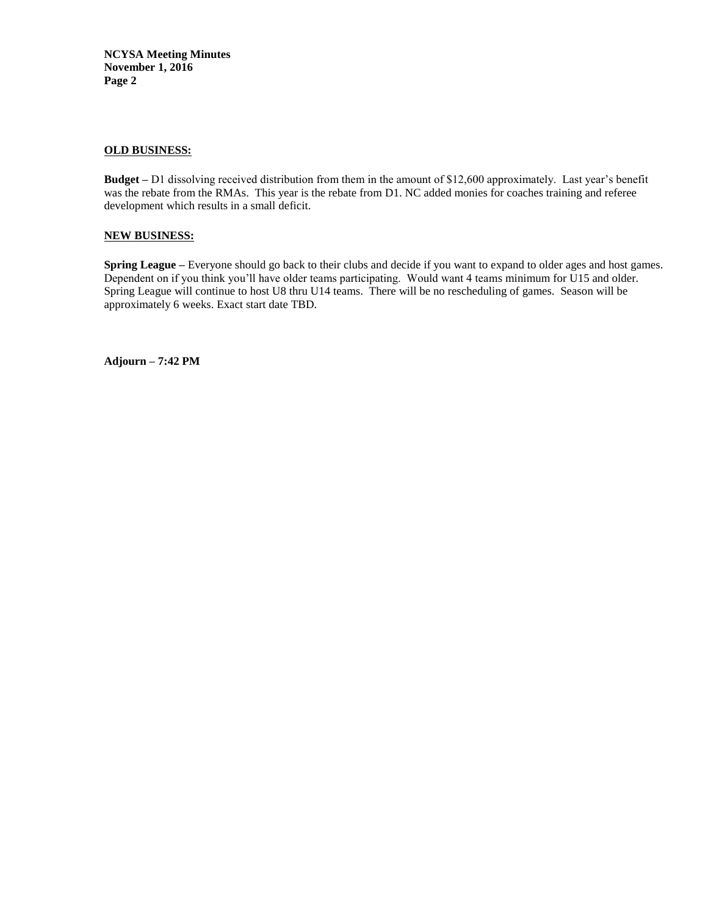**OLD BUSINESS:**

**Budget –** D1 dissolving received distribution from them in the amount of $12,600 approximately. Last year's benefit was the rebate from the RMAs. This year is the rebate from D1. NC added monies for coaches training and referee development which results in a small deficit.

**NEW BUSINESS:**

**Spring League –** Everyone should go back to their clubs and decide if you want to expand to older ages and host games. Dependent on if you think you'll have older teams participating. Would want 4 teams minimum for U15 and older. Spring League will continue to host U8 thru U14 teams. There will be no rescheduling of games. Season will be approximately 6 weeks. Exact start date TBD.

**Adjourn – 7:42 PM**